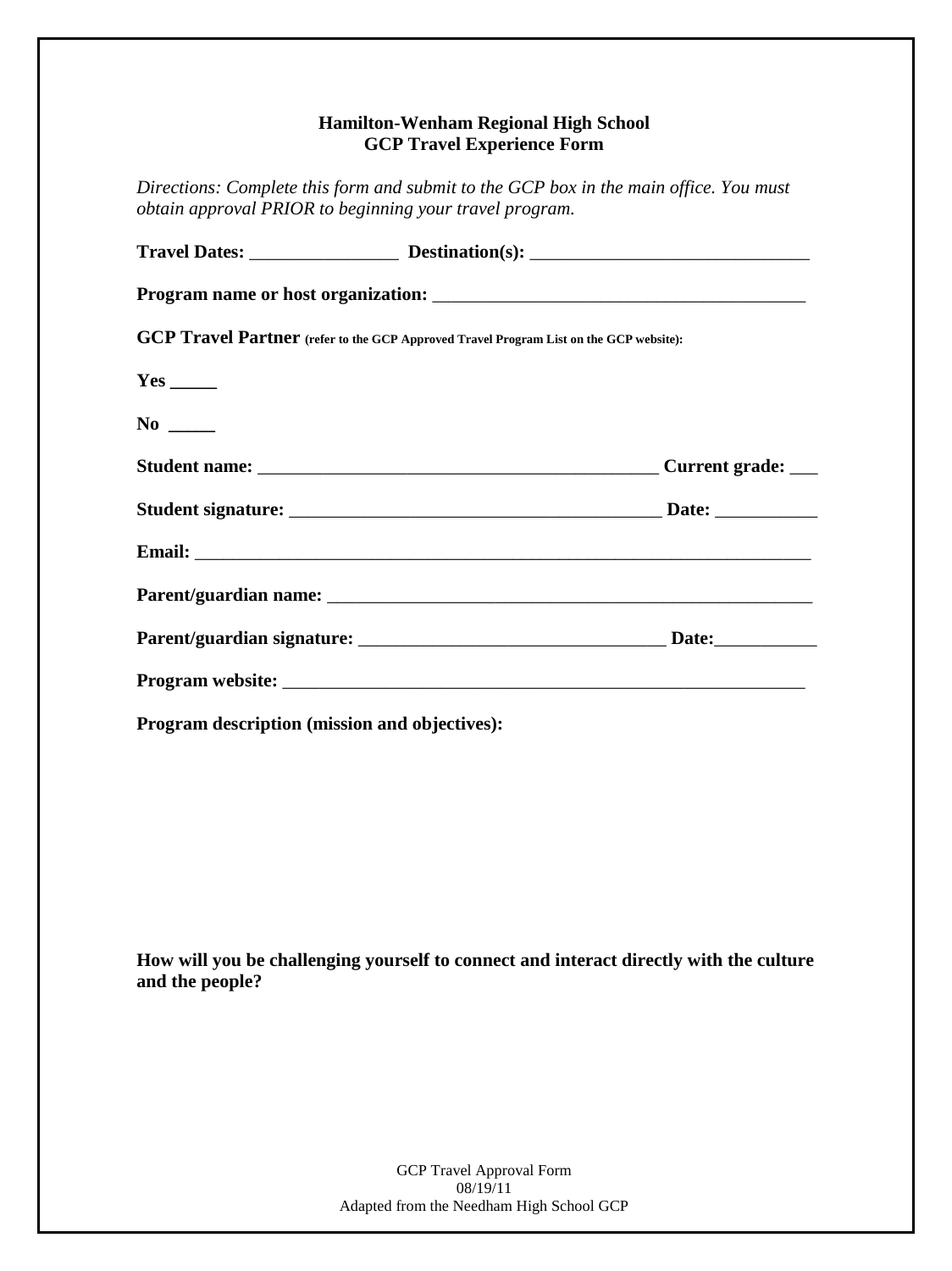**Hamilton-Wenham Regional High School**
**GCP Travel Experience Form**

*Directions: Complete this form and submit to the GCP box in the main office. You must obtain approval PRIOR to beginning your travel program.*

**Travel Dates:** ________________ **Destination(s):** ______________________________

**Program name or host organization:** ________________________________________

**GCP Travel Partner** **(refer to the GCP Approved Travel Program List on the GCP website):**

**Yes** _____

**No** _____

**Student name:** ___________________________________________ **Current grade:** ___

**Student signature:** _______________________________________ **Date:** ___________

**Email:** ____________________________________________________________________

**Parent/guardian name:** ____________________________________________________

**Parent/guardian signature:** _________________________________ **Date:**___________

**Program website:** ________________________________________________________

**Program description (mission and objectives):**

**How will you be challenging yourself to connect and interact directly with the culture and the people?**

GCP Travel Approval Form
08/19/11
Adapted from the Needham High School GCP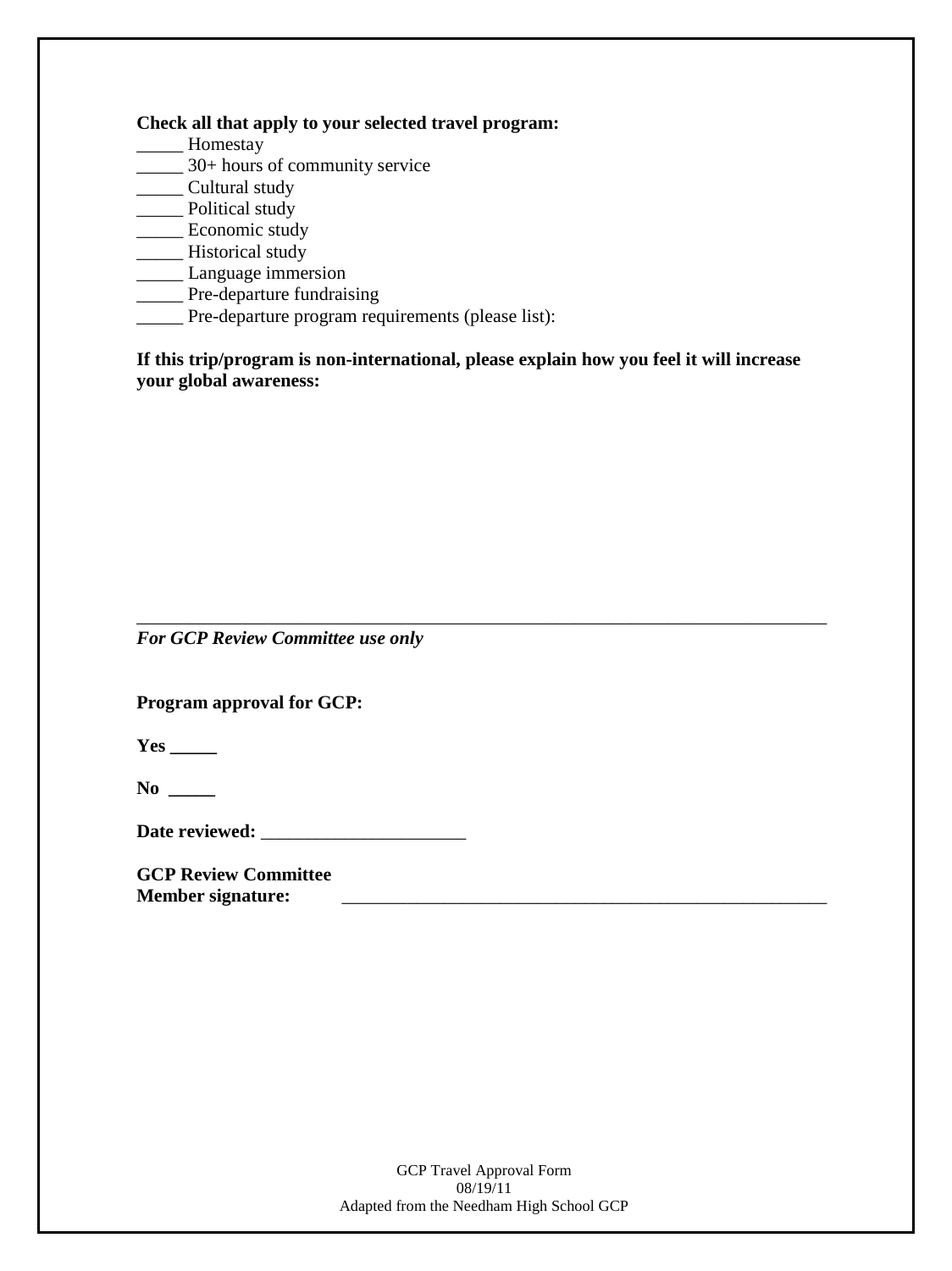**Check all that apply to your selected travel program:**

_____ Homestay
_____ 30+ hours of community service
_____ Cultural study
_____ Political study
_____ Economic study
_____ Historical study
_____ Language immersion
_____ Pre-departure fundraising
_____ Pre-departure program requirements (please list):

**If this trip/program is non-international, please explain how you feel it will increase your global awareness:**

---

***For GCP Review Committee use only***

**Program approval for GCP:**

**Yes _____**

**No _____**

**Date reviewed:** ______________________

**GCP Review Committee Member signature:** ______________________________________________________

GCP Travel Approval Form
08/19/11
Adapted from the Needham High School GCP